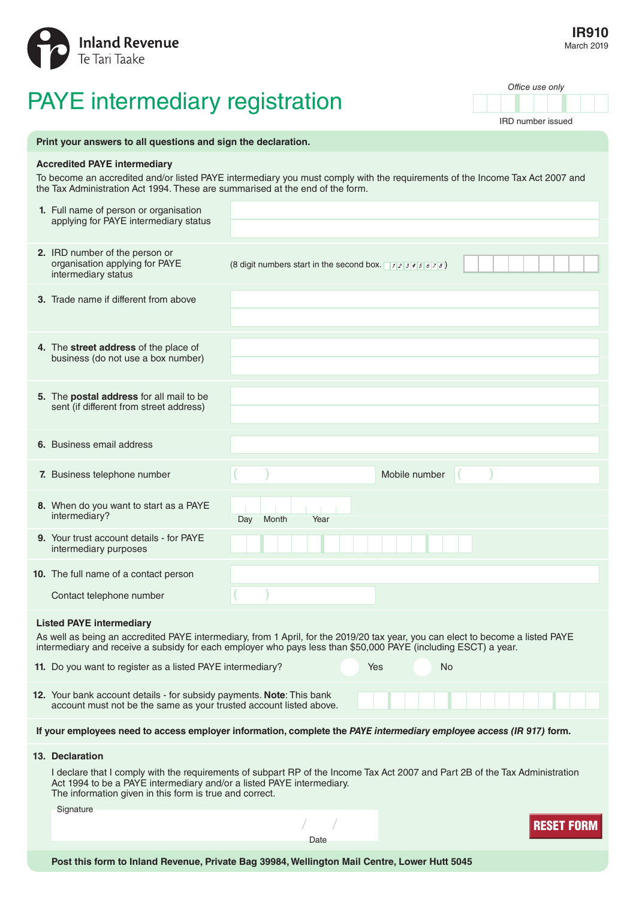Inland Revenue
Te Tari Taake

**IR910**
March 2019

# PAYE intermediary registration

*Office use only*

IRD number issued

**Print your answers to all questions and sign the declaration.**

### Accredited PAYE intermediary

To become an accredited and/or listed PAYE intermediary you must comply with the requirements of the Income Tax Act 2007 and the Tax Administration Act 1994. These are summarised at the end of the form.

1. Full name of person or organisation applying for PAYE intermediary status

2. IRD number of the person or organisation applying for PAYE intermediary status (8 digit numbers start in the second box. 12345678)

3. Trade name if different from above

4. The **street address** of the place of business (do not use a box number)

5. The **postal address** for all mail to be sent (if different from street address)

6. Business email address

7. Business telephone number ( ) Mobile number ( )

8. When do you want to start as a PAYE intermediary? Day Month Year

9. Your trust account details - for PAYE intermediary purposes

10. The full name of a contact person

    Contact telephone number ( )

### Listed PAYE intermediary

As well as being an accredited PAYE intermediary, from 1 April, for the 2019/20 tax year, you can elect to become a listed PAYE intermediary and receive a subsidy for each employer who pays less than $50,000 PAYE (including ESCT) a year.

11. Do you want to register as a listed PAYE intermediary? Yes No

12. Your bank account details - for subsidy payments. **Note**: This bank account must not be the same as your trusted account listed above.

**If your employees need to access employer information, complete the *PAYE intermediary employee access (IR 917)* form.**

### 13. Declaration

I declare that I comply with the requirements of subpart RP of the Income Tax Act 2007 and Part 2B of the Tax Administration Act 1994 to be a PAYE intermediary and/or a listed PAYE intermediary.
The information given in this form is true and correct.

Signature

Date / /

RESET FORM

**Post this form to Inland Revenue, Private Bag 39984, Wellington Mail Centre, Lower Hutt 5045**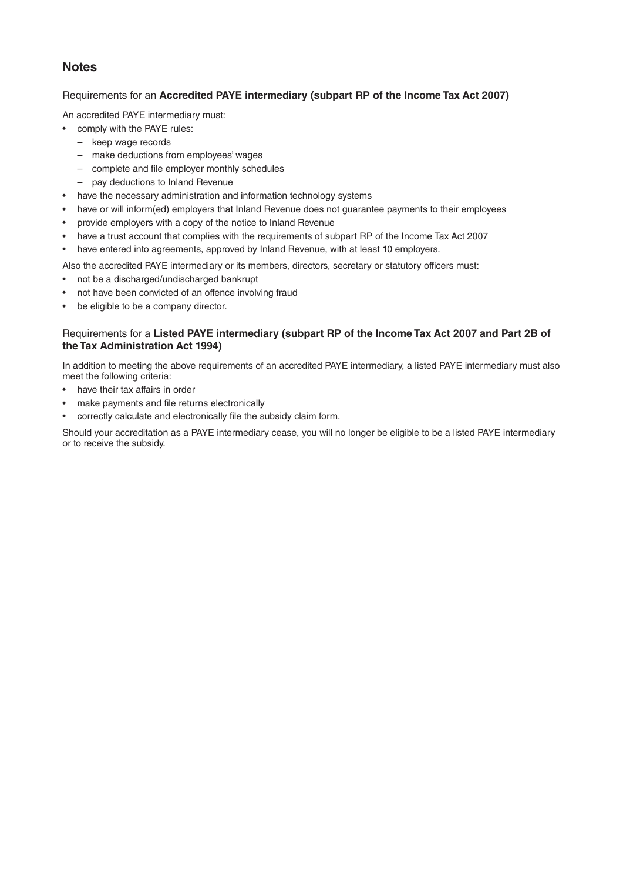## Notes

Requirements for an **Accredited PAYE intermediary (subpart RP of the Income Tax Act 2007)**

An accredited PAYE intermediary must:

- comply with the PAYE rules:
  - keep wage records
  - make deductions from employees' wages
  - complete and file employer monthly schedules
  - pay deductions to Inland Revenue
- have the necessary administration and information technology systems
- have or will inform(ed) employers that Inland Revenue does not guarantee payments to their employees
- provide employers with a copy of the notice to Inland Revenue
- have a trust account that complies with the requirements of subpart RP of the Income Tax Act 2007
- have entered into agreements, approved by Inland Revenue, with at least 10 employers.

Also the accredited PAYE intermediary or its members, directors, secretary or statutory officers must:

- not be a discharged/undischarged bankrupt
- not have been convicted of an offence involving fraud
- be eligible to be a company director.

Requirements for a **Listed PAYE intermediary (subpart RP of the Income Tax Act 2007 and Part 2B of the Tax Administration Act 1994)**

In addition to meeting the above requirements of an accredited PAYE intermediary, a listed PAYE intermediary must also meet the following criteria:

- have their tax affairs in order
- make payments and file returns electronically
- correctly calculate and electronically file the subsidy claim form.

Should your accreditation as a PAYE intermediary cease, you will no longer be eligible to be a listed PAYE intermediary or to receive the subsidy.